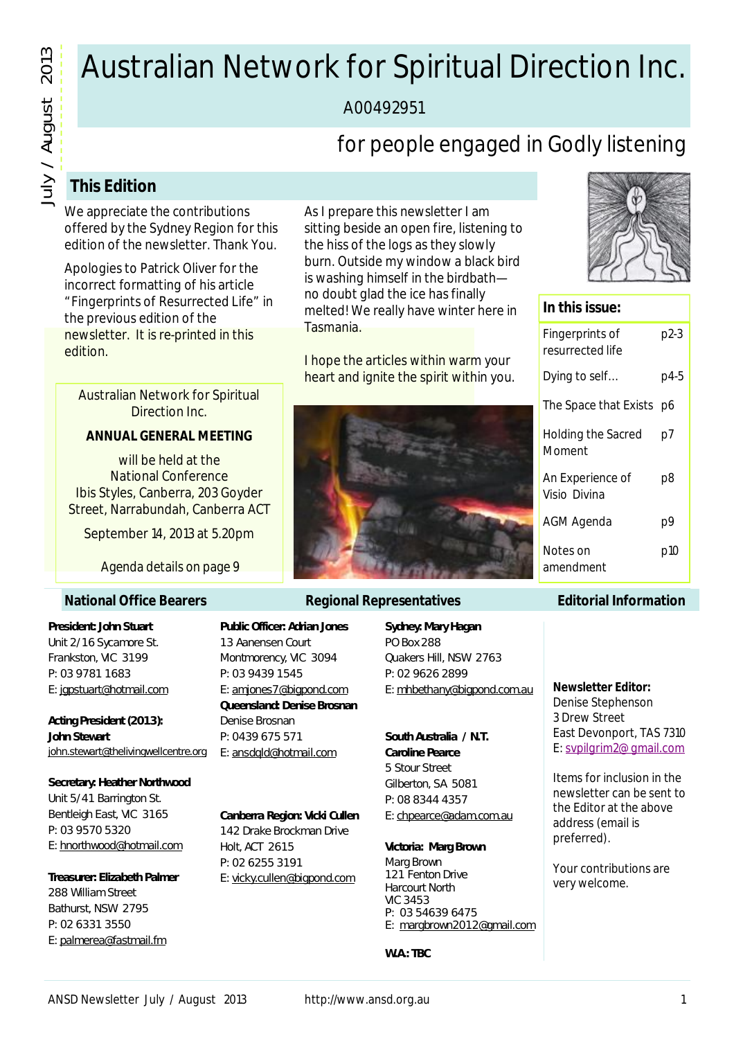# Australian Network for Spiritual Direction Inc.

A00492951

for people engaged in Godly listening

July / August 2013

## This Edition

We appreciate the contributions offered by the Sydney Region for this edition of the newsletter. Thank You.

Apologies to Patrick Oliver for the incorrect formatting of his article "Fingerprints of Resurrected Life" in the previous edition of the newsletter. It is re-printed in this edition.

As I prepare this newsletter I am sitting beside an open fire, listening to the hiss of the logs as they slowly burn. Outside my window a black bird is washing himself in the birdbath—no doubt glad the ice has finally melted! We really have winter here in Tasmania.

I hope the articles within warm your heart and ignite the spirit within you.

Australian Network for Spiritual Direction Inc.

**ANNUAL GENERAL MEETING**

will be held at the National Conference Ibis Styles, Canberra, 203 Goyder Street, Narrabundah, Canberra ACT

September 14, 2013 at 5.20pm

Agenda details on page 9

**In this issue:**

| | |
|---|---|
| Fingerprints of resurrected life | p2-3 |
| Dying to self… | p4-5 |
| The Space that Exists | p6 |
| Holding the Sacred Moment | p7 |
| An Experience of Visio Divina | p8 |
| AGM Agenda | p9 |
| Notes on amendment | p10 |

## National Office Bearers

**President: John Stuart**
Unit 2/16 Sycamore St.
Frankston, VIC 3199
P: 03 9781 1683
E: jgpstuart@hotmail.com

**Acting President (2013): John Stewart**
john.stewart@thelivingwellcentre.org

**Secretary: Heather Northwood**
Unit 5/41 Barrington St.
Bentleigh East, VIC 3165
P: 03 9570 5320
E: hnorthwood@hotmail.com

**Treasurer: Elizabeth Palmer**
288 William Street
Bathurst, NSW 2795
P: 02 6331 3550
E: palmerea@fastmail.fm

**Public Officer: Adrian Jones**
13 Aanensen Court
Montmorency, VIC 3094
P: 03 9439 1545
E: amjones7@bigpond.com

## Regional Representatives

**Queensland: Denise Brosnan**
Denise Brosnan
P: 0439 675 571
E: ansdqld@hotmail.com

**Canberra Region: Vicki Cullen**
142 Drake Brockman Drive
Holt, ACT 2615
P: 02 6255 3191
E: vicky.cullen@bigpond.com

**Sydney: Mary Hagan**
PO Box 288
Quakers Hill, NSW 2763
P: 02 9626 2899
E: mhbethany@bigpond.com.au

**South Australia / N.T. Caroline Pearce**
5 Stour Street
Gilberton, SA 5081
P: 08 8344 4357
E: chpearce@adam.com.au

**Victoria: Marg Brown**
Marg Brown
121 Fenton Drive
Harcourt North
VIC 3453
P: 03 54639 6475
E: margbrown2012@gmail.com

**W.A.: TBC**

## Editorial Information

**Newsletter Editor:**
Denise Stephenson
3 Drew Street
East Devonport, TAS 7310
E: svpilgrim2@gmail.com

Items for inclusion in the newsletter can be sent to the Editor at the above address (email is preferred).

Your contributions are very welcome.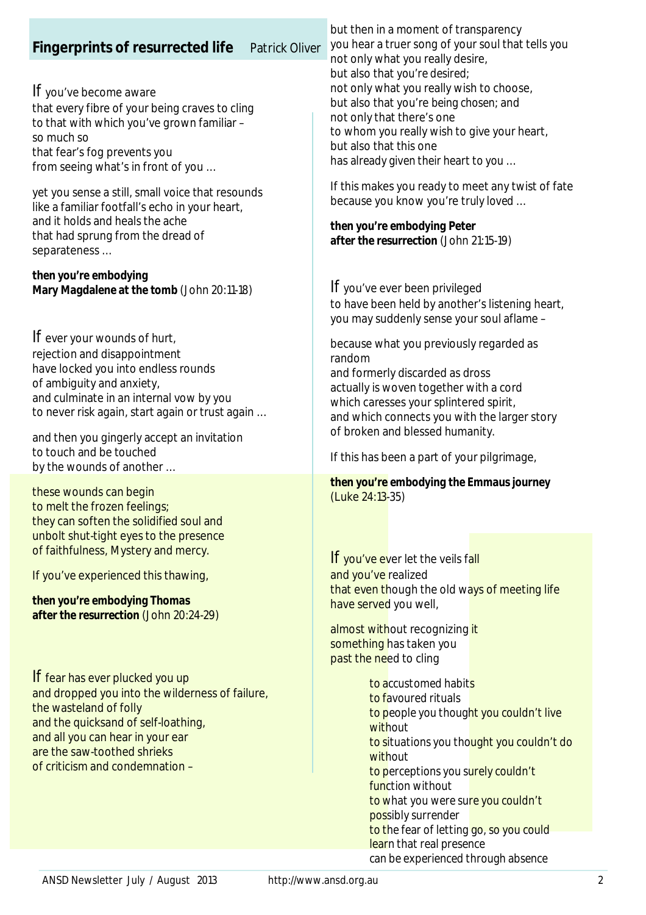## Fingerprints of resurrected life

Patrick Oliver

If you've become aware
that every fibre of your being craves to cling
to that with which you've grown familiar –
so much so
that fear's fog prevents you
from seeing what's in front of you …

yet you sense a still, small voice that resounds
like a familiar footfall's echo in your heart,
and it holds and heals the ache
that had sprung from the dread of
separateness …

**then you're embodying**
**Mary Magdalene at the tomb** (John 20:11-18)

If ever your wounds of hurt,
rejection and disappointment
have locked you into endless rounds
of ambiguity and anxiety,
and culminate in an internal vow by you
to never risk again, start again or trust again …

and then you gingerly accept an invitation
to touch and be touched
by the wounds of another …

these wounds can begin
to melt the frozen feelings;
they can soften the solidified soul and
unbolt shut-tight eyes to the presence
of faithfulness, Mystery and mercy.

If you've experienced this thawing,

**then you're embodying Thomas**
**after the resurrection** (John 20:24-29)

If fear has ever plucked you up
and dropped you into the wilderness of failure,
the wasteland of folly
and the quicksand of self-loathing,
and all you can hear in your ear
are the saw-toothed shrieks
of criticism and condemnation –

but then in a moment of transparency
you hear a truer song of your soul that tells you
not only what you really desire,
but also that you're desired;
not only what you really wish to choose,
but also that you're being chosen; and
not only that there's one
to whom you really wish to give your heart,
but also that this one
has already given their heart to you …

If this makes you ready to meet any twist of fate
because you know you're truly loved …

**then you're embodying Peter**
**after the resurrection** (John 21:15-19)

If you've ever been privileged
to have been held by another's listening heart,
you may suddenly sense your soul aflame –

because what you previously regarded as
random
and formerly discarded as dross
actually is woven together with a cord
which caresses your splintered spirit,
and which connects you with the larger story
of broken and blessed humanity.

If this has been a part of your pilgrimage,

**then you're embodying the Emmaus journey**
(Luke 24:13-35)

If you've ever let the veils fall
and you've realized
that even though the old ways of meeting life
have served you well,

almost without recognizing it
something has taken you
past the need to cling

to accustomed habits
to favoured rituals
to people you thought you couldn't live
without
to situations you thought you couldn't do
without
to perceptions you surely couldn't
function without
to what you were sure you couldn't
possibly surrender
to the fear of letting go, so you could
learn that real presence
can be experienced through absence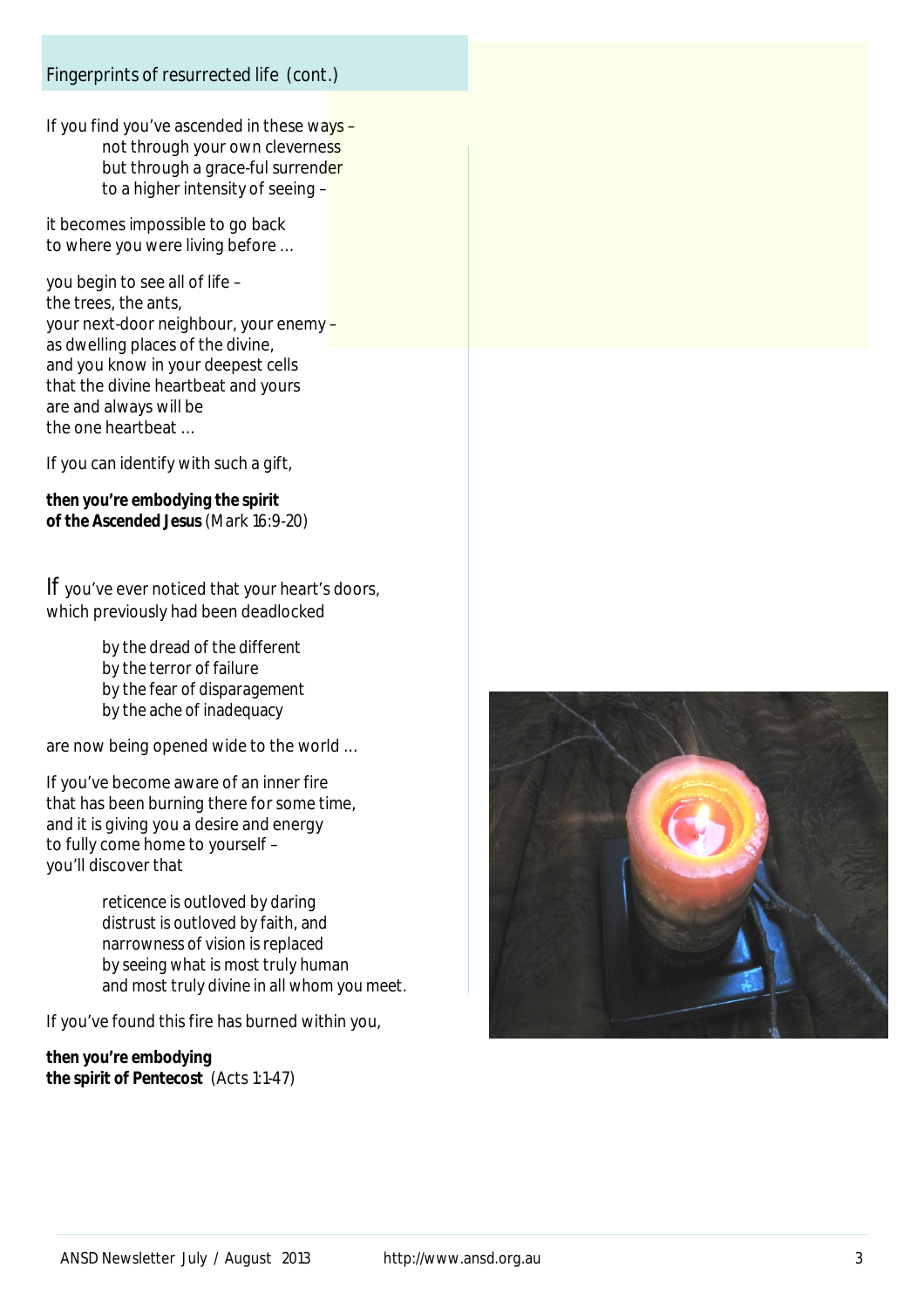## Fingerprints of resurrected life (cont.)

If you find you've ascended in these ways –
not through your own cleverness
but through a grace-ful surrender
to a higher intensity of seeing –

it becomes impossible to go back
to where you were living before …

you begin to see all of life –
the trees, the ants,
your next-door neighbour, your enemy –
as dwelling places of the divine,
and you know in your deepest cells
that the divine heartbeat and yours
are and always will be
the one heartbeat …

If you can identify with such a gift,

**then you're embodying the spirit**
**of the Ascended Jesus** (Mark 16:9-20)

If you've ever noticed that your heart's doors,
which previously had been deadlocked

by the dread of the different
by the terror of failure
by the fear of disparagement
by the ache of inadequacy

are now being opened wide to the world …

If you've become aware of an inner fire
that has been burning there for some time,
and it is giving you a desire and energy
to fully come home to yourself –
you'll discover that

reticence is outloved by daring
distrust is outloved by faith, and
narrowness of vision is replaced
by seeing what is most truly human
and most truly divine in all whom you meet.

If you've found this fire has burned within you,

**then you're embodying**
**the spirit of Pentecost** (Acts 1:1-47)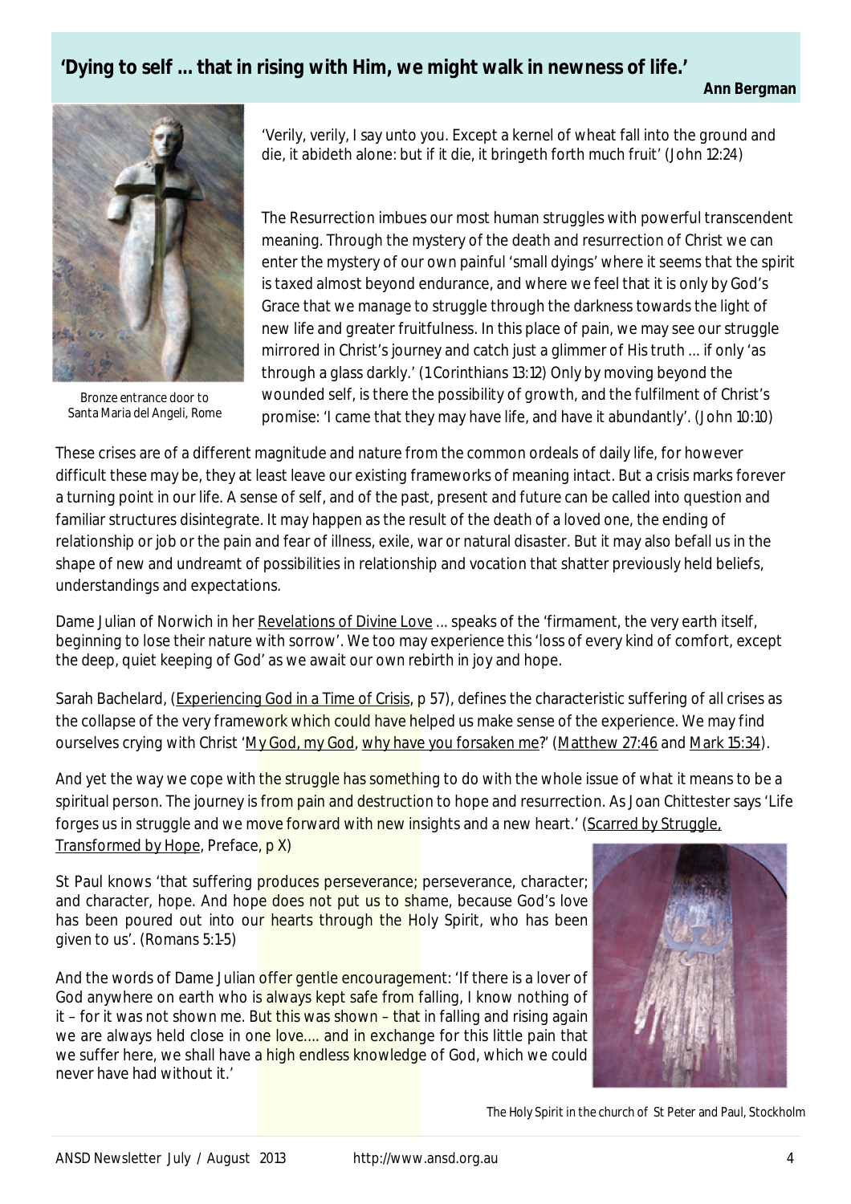## 'Dying to self ... that in rising with Him, we might walk in newness of life.'

**Ann Bergman**

Bronze entrance door to Santa Maria del Angeli, Rome

'Verily, verily, I say unto you. Except a kernel of wheat fall into the ground and die, it abideth alone: but if it die, it bringeth forth much fruit' (John 12:24)

The Resurrection imbues our most human struggles with powerful transcendent meaning. Through the mystery of the death and resurrection of Christ we can enter the mystery of our own painful 'small dyings' where it seems that the spirit is taxed almost beyond endurance, and where we feel that it is only by God's Grace that we manage to struggle through the darkness towards the light of new life and greater fruitfulness. In this place of pain, we may see our struggle mirrored in Christ's journey and catch just a glimmer of His truth ... if only 'as through a glass darkly.' (1 Corinthians 13:12) Only by moving beyond the wounded self, is there the possibility of growth, and the fulfilment of Christ's promise: 'I came that they may have life, and have it abundantly'. (John 10:10)

These crises are of a different magnitude and nature from the common ordeals of daily life, for however difficult these may be, they at least leave our existing frameworks of meaning intact. But a crisis marks forever a turning point in our life. A sense of self, and of the past, present and future can be called into question and familiar structures disintegrate. It may happen as the result of the death of a loved one, the ending of relationship or job or the pain and fear of illness, exile, war or natural disaster. But it may also befall us in the shape of new and undreamt of possibilities in relationship and vocation that shatter previously held beliefs, understandings and expectations.

Dame Julian of Norwich in her Revelations of Divine Love ... speaks of the 'firmament, the very earth itself, beginning to lose their nature with sorrow'. We too may experience this 'loss of every kind of comfort, except the deep, quiet keeping of God' as we await our own rebirth in joy and hope.

Sarah Bachelard, (Experiencing God in a Time of Crisis, p 57), defines the characteristic suffering of all crises as the collapse of the very framework which could have helped us make sense of the experience. We may find ourselves crying with Christ 'My God, my God, why have you forsaken me?' (Matthew 27:46 and Mark 15:34).

And yet the way we cope with the struggle has something to do with the whole issue of what it means to be a spiritual person. The journey is from pain and destruction to hope and resurrection. As Joan Chittester says 'Life forges us in struggle and we move forward with new insights and a new heart.' (Scarred by Struggle, Transformed by Hope, Preface, p X)

St Paul knows 'that suffering produces perseverance; perseverance, character; and character, hope. And hope does not put us to shame, because God's love has been poured out into our hearts through the Holy Spirit, who has been given to us'. (Romans 5:1-5)

And the words of Dame Julian offer gentle encouragement: 'If there is a lover of God anywhere on earth who is always kept safe from falling, I know nothing of it – for it was not shown me. But this was shown – that in falling and rising again we are always held close in one love.... and in exchange for this little pain that we suffer here, we shall have a high endless knowledge of God, which we could never have had without it.'

The Holy Spirit in the church of St Peter and Paul, Stockholm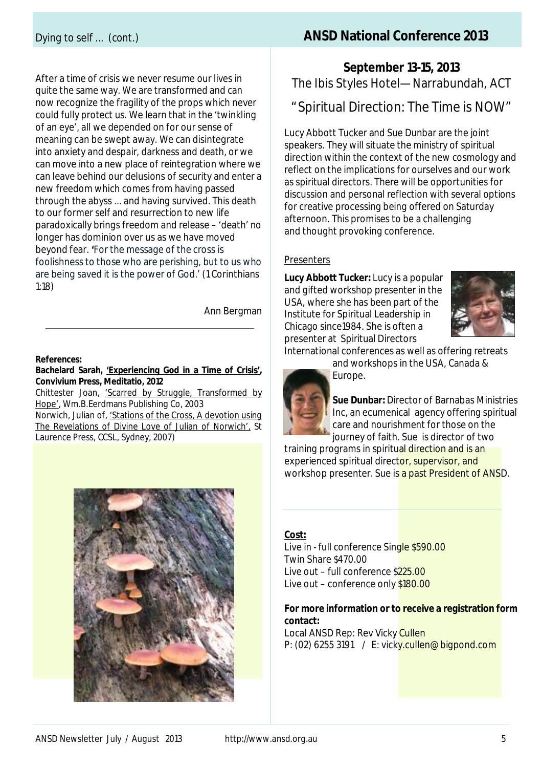## Dying to self ... (cont.)

After a time of crisis we never resume our lives in quite the same way. We are transformed and can now recognize the fragility of the props which never could fully protect us. We learn that in the 'twinkling of an eye', all we depended on for our sense of meaning can be swept away. We can disintegrate into anxiety and despair, darkness and death, or we can move into a new place of reintegration where we can leave behind our delusions of security and enter a new freedom which comes from having passed through the abyss ... and having survived. This death to our former self and resurrection to new life paradoxically brings freedom and release – 'death' no longer has dominion over us as we have moved beyond fear. 'For the message of the cross is foolishness to those who are perishing, but to us who are being saved it is the power of God.' (1 Corinthians 1:18)

Ann Bergman

---

**References:**

**Bachelard Sarah, 'Experiencing God in a Time of Crisis', Convivium Press, Meditatio, 2012**

Chittester Joan, 'Scarred by Struggle, Transformed by Hope', Wm.B.Eerdmans Publishing Co, 2003

Norwich, Julian of, 'Stations of the Cross, A devotion using The Revelations of Divine Love of Julian of Norwich', St Laurence Press, CCSL, Sydney, 2007)

# ANSD National Conference 2013

**September 13-15, 2013**

The Ibis Styles Hotel— Narrabundah, ACT

"Spiritual Direction: The Time is NOW"

Lucy Abbott Tucker and Sue Dunbar are the joint speakers. They will situate the ministry of spiritual direction within the context of the new cosmology and reflect on the implications for ourselves and our work as spiritual directors. There will be opportunities for discussion and personal reflection with several options for creative processing being offered on Saturday afternoon. This promises to be a challenging and thought provoking conference.

### Presenters

**Lucy Abbott Tucker:** Lucy is a popular and gifted workshop presenter in the USA, where she has been part of the Institute for Spiritual Leadership in Chicago since1984. She is often a presenter at Spiritual Directors International conferences as well as offering retreats and workshops in the USA, Canada & Europe.

**Sue Dunbar:** Director of Barnabas Ministries Inc, an ecumenical agency offering spiritual care and nourishment for those on the journey of faith. Sue is director of two training programs in spiritual direction and is an experienced spiritual director, supervisor, and workshop presenter. Sue is a past President of ANSD.

**Cost:**

Live in - full conference Single $590.00
Twin Share $470.00
Live out – full conference $225.00
Live out – conference only $180.00

**For more information or to receive a registration form contact:**

Local ANSD Rep: Rev Vicky Cullen
P: (02) 6255 3191 / E: vicky.cullen@bigpond.com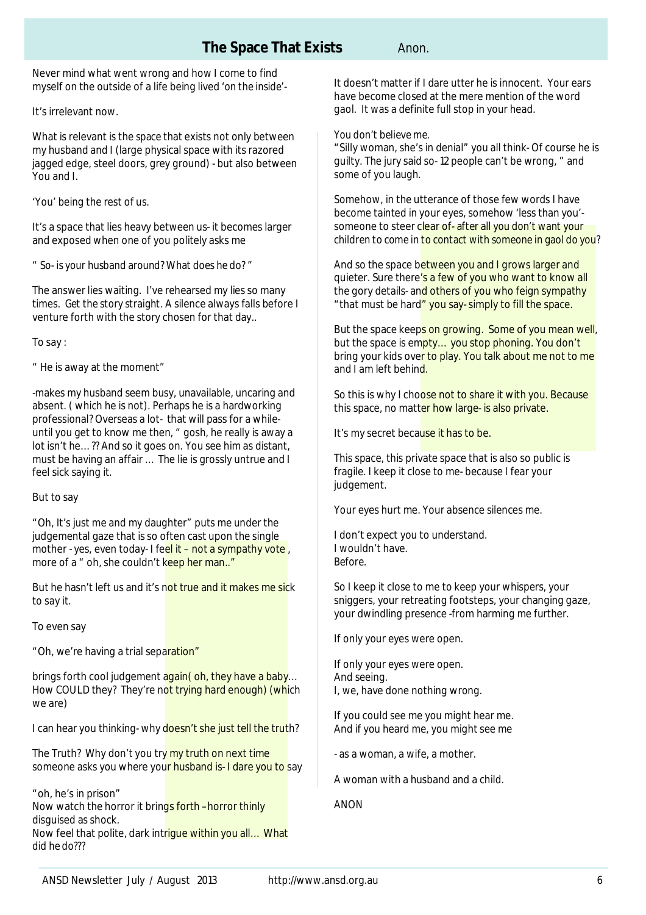## The Space That Exists

Anon.

Never mind what went wrong and how I come to find myself on the outside of a life being lived 'on the inside'-

It's irrelevant now.

What is relevant is the space that exists not only between my husband and I (large physical space with its razored jagged edge, steel doors, grey ground) - but also between You and I.

'You' being the rest of us.

It's a space that lies heavy between us- it becomes larger and exposed when one of you politely asks me

" So- is your husband around? What does he do? "

The answer lies waiting. I've rehearsed my lies so many times. Get the story straight. A silence always falls before I venture forth with the story chosen for that day..

To say :

" He is away at the moment"

-makes my husband seem busy, unavailable, uncaring and absent. ( which he is not). Perhaps he is a hardworking professional? Overseas a lot- that will pass for a while- until you get to know me then, " gosh, he really is away a lot isn't he… ?? And so it goes on. You see him as distant, must be having an affair … The lie is grossly untrue and I feel sick saying it.

But to say

"Oh, It's just me and my daughter" puts me under the judgemental gaze that is so often cast upon the single mother - yes, even today- I feel it – not a sympathy vote , more of a " oh, she couldn't keep her man.."

But he hasn't left us and it's not true and it makes me sick to say it.

To even say

"Oh, we're having a trial separation"

brings forth cool judgement again( oh, they have a baby… How COULD they? They're not trying hard enough) (which we are)

I can hear you thinking- why doesn't she just tell the truth?

The Truth? Why don't you try my truth on next time someone asks you where your husband is- I dare you to say

"oh, he's in prison"
Now watch the horror it brings forth –horror thinly disguised as shock.
Now feel that polite, dark intrigue within you all… What did he do???

It doesn't matter if I dare utter he is innocent. Your ears have become closed at the mere mention of the word gaol. It was a definite full stop in your head.

You don't believe me.
"Silly woman, she's in denial" you all think- Of course he is guilty. The jury said so- 12 people can't be wrong, " and some of you laugh.

Somehow, in the utterance of those few words I have become tainted in your eyes, somehow 'less than you'- someone to steer clear of- after all you don't want your children to come in to contact with someone in gaol do you?

And so the space between you and I grows larger and quieter. Sure there's a few of you who want to know all the gory details- and others of you who feign sympathy "that must be hard" you say- simply to fill the space.

But the space keeps on growing. Some of you mean well, but the space is empty… you stop phoning. You don't bring your kids over to play. You talk about me not to me and I am left behind.

So this is why I choose not to share it with you. Because this space, no matter how large- is also private.

It's my secret because it has to be.

This space, this private space that is also so public is fragile. I keep it close to me- because I fear your judgement.

Your eyes hurt me. Your absence silences me.

I don't expect you to understand.
I wouldn't have.
Before.

So I keep it close to me to keep your whispers, your sniggers, your retreating footsteps, your changing gaze, your dwindling presence -from harming me further.

If only your eyes were open.

If only your eyes were open.
And seeing.
I, we, have done nothing wrong.

If you could see me you might hear me.
And if you heard me, you might see me

- as a woman, a wife, a mother.

A woman with a husband and a child.

ANON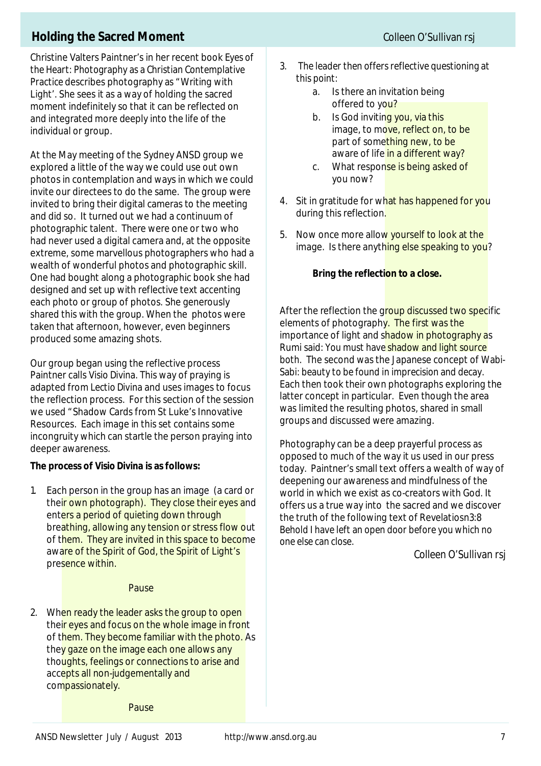## Holding the Sacred Moment

Colleen O'Sullivan rsj

Christine Valters Paintner's in her recent book Eyes of the Heart: Photography as a Christian Contemplative Practice describes photography as "Writing with Light'. She sees it as a way of holding the sacred moment indefinitely so that it can be reflected on and integrated more deeply into the life of the individual or group.

At the May meeting of the Sydney ANSD group we explored a little of the way we could use out own photos in contemplation and ways in which we could invite our directees to do the same. The group were invited to bring their digital cameras to the meeting and did so. It turned out we had a continuum of photographic talent. There were one or two who had never used a digital camera and, at the opposite extreme, some marvellous photographers who had a wealth of wonderful photos and photographic skill. One had bought along a photographic book she had designed and set up with reflective text accenting each photo or group of photos. She generously shared this with the group. When the photos were taken that afternoon, however, even beginners produced some amazing shots.

Our group began using the reflective process Paintner calls Visio Divina. This way of praying is adapted from Lectio Divina and uses images to focus the reflection process. For this section of the session we used "Shadow Cards from St Luke's Innovative Resources. Each image in this set contains some incongruity which can startle the person praying into deeper awareness.

**The process of Visio Divina is as follows:**

1. Each person in the group has an image (a card or their own photograph). They close their eyes and enters a period of quieting down through breathing, allowing any tension or stress flow out of them. They are invited in this space to become aware of the Spirit of God, the Spirit of Light's presence within.

   Pause

2. When ready the leader asks the group to open their eyes and focus on the whole image in front of them. They become familiar with the photo. As they gaze on the image each one allows any thoughts, feelings or connections to arise and accepts all non-judgementally and compassionately.

   Pause

3. The leader then offers reflective questioning at this point:
   a. Is there an invitation being offered to you?
   b. Is God inviting you, via this image, to move, reflect on, to be part of something new, to be aware of life in a different way?
   c. What response is being asked of you now?

4. Sit in gratitude for what has happened for you during this reflection.

5. Now once more allow yourself to look at the image. Is there anything else speaking to you?

   **Bring the reflection to a close.**

After the reflection the group discussed two specific elements of photography. The first was the importance of light and shadow in photography as Rumi said: You must have shadow and light source both. The second was the Japanese concept of Wabi-Sabi: beauty to be found in imprecision and decay. Each then took their own photographs exploring the latter concept in particular. Even though the area was limited the resulting photos, shared in small groups and discussed were amazing.

Photography can be a deep prayerful process as opposed to much of the way it us used in our press today. Paintner's small text offers a wealth of way of deepening our awareness and mindfulness of the world in which we exist as co-creators with God. It offers us a true way into the sacred and we discover the truth of the following text of Revelationsn3:8 Behold I have left an open door before you which no one else can close.

Colleen O'Sullivan rsj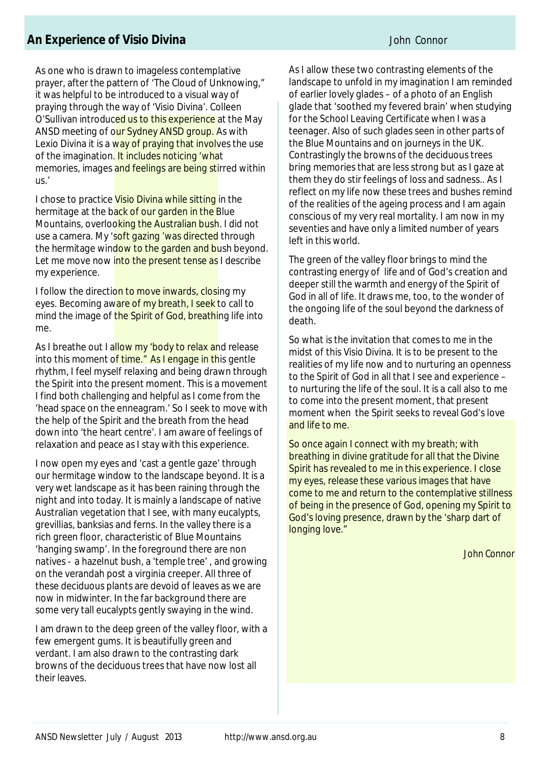## An Experience of Visio Divina

John Connor

As one who is drawn to imageless contemplative prayer, after the pattern of 'The Cloud of Unknowing," it was helpful to be introduced to a visual way of praying through the way of 'Visio Divina'. Colleen O'Sullivan introduced us to this experience at the May ANSD meeting of our Sydney ANSD group. As with Lexio Divina it is a way of praying that involves the use of the imagination. It includes noticing 'what memories, images and feelings are being stirred within us.'

I chose to practice Visio Divina while sitting in the hermitage at the back of our garden in the Blue Mountains, overlooking the Australian bush. I did not use a camera. My 'soft gazing 'was directed through the hermitage window to the garden and bush beyond. Let me move now into the present tense as I describe my experience.

I follow the direction to move inwards, closing my eyes. Becoming aware of my breath, I seek to call to mind the image of the Spirit of God, breathing life into me.

As I breathe out I allow my 'body to relax and release into this moment of time." As I engage in this gentle rhythm, I feel myself relaxing and being drawn through the Spirit into the present moment. This is a movement I find both challenging and helpful as I come from the 'head space on the enneagram.' So I seek to move with the help of the Spirit and the breath from the head down into 'the heart centre'. I am aware of feelings of relaxation and peace as I stay with this experience.

I now open my eyes and 'cast a gentle gaze' through our hermitage window to the landscape beyond. It is a very wet landscape as it has been raining through the night and into today. It is mainly a landscape of native Australian vegetation that I see, with many eucalypts, grevillias, banksias and ferns. In the valley there is a rich green floor, characteristic of Blue Mountains 'hanging swamp'. In the foreground there are non natives - a hazelnut bush, a 'temple tree' , and growing on the verandah post a virginia creeper. All three of these deciduous plants are devoid of leaves as we are now in midwinter. In the far background there are some very tall eucalypts gently swaying in the wind.

I am drawn to the deep green of the valley floor, with a few emergent gums. It is beautifully green and verdant. I am also drawn to the contrasting dark browns of the deciduous trees that have now lost all their leaves.

As I allow these two contrasting elements of the landscape to unfold in my imagination I am reminded of earlier lovely glades – of a photo of an English glade that 'soothed my fevered brain' when studying for the School Leaving Certificate when I was a teenager. Also of such glades seen in other parts of the Blue Mountains and on journeys in the UK. Contrastingly the browns of the deciduous trees bring memories that are less strong but as I gaze at them they do stir feelings of loss and sadness.. As I reflect on my life now these trees and bushes remind of the realities of the ageing process and I am again conscious of my very real mortality. I am now in my seventies and have only a limited number of years left in this world.

The green of the valley floor brings to mind the contrasting energy of life and of God's creation and deeper still the warmth and energy of the Spirit of God in all of life. It draws me, too, to the wonder of the ongoing life of the soul beyond the darkness of death.

So what is the invitation that comes to me in the midst of this Visio Divina. It is to be present to the realities of my life now and to nurturing an openness to the Spirit of God in all that I see and experience – to nurturing the life of the soul. It is a call also to me to come into the present moment, that present moment when the Spirit seeks to reveal God's love and life to me.

So once again I connect with my breath; with breathing in divine gratitude for all that the Divine Spirit has revealed to me in this experience. I close my eyes, release these various images that have come to me and return to the contemplative stillness of being in the presence of God, opening my Spirit to God's loving presence, drawn by the 'sharp dart of longing love."

*John Connor*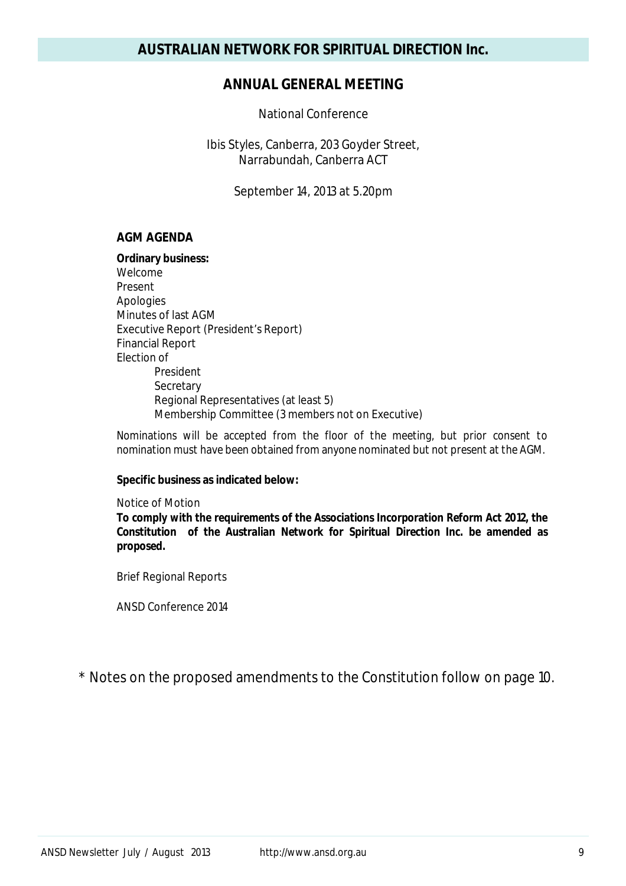# AUSTRALIAN NETWORK FOR SPIRITUAL DIRECTION Inc.

## ANNUAL GENERAL MEETING

National Conference

Ibis Styles, Canberra, 203 Goyder Street,
Narrabundah, Canberra ACT

September 14, 2013 at 5.20pm

### AGM AGENDA

**Ordinary business:**

Welcome
Present
Apologies
Minutes of last AGM
Executive Report (President's Report)
Financial Report
Election of

- President
- Secretary
- Regional Representatives (at least 5)
- Membership Committee (3 members not on Executive)

Nominations will be accepted from the floor of the meeting, but prior consent to nomination must have been obtained from anyone nominated but not present at the AGM.

**Specific business as indicated below:**

Notice of Motion

**To comply with the requirements of the Associations Incorporation Reform Act 2012, the Constitution of the Australian Network for Spiritual Direction Inc. be amended as proposed.**

Brief Regional Reports

ANSD Conference 2014

\* Notes on the proposed amendments to the Constitution follow on page 10.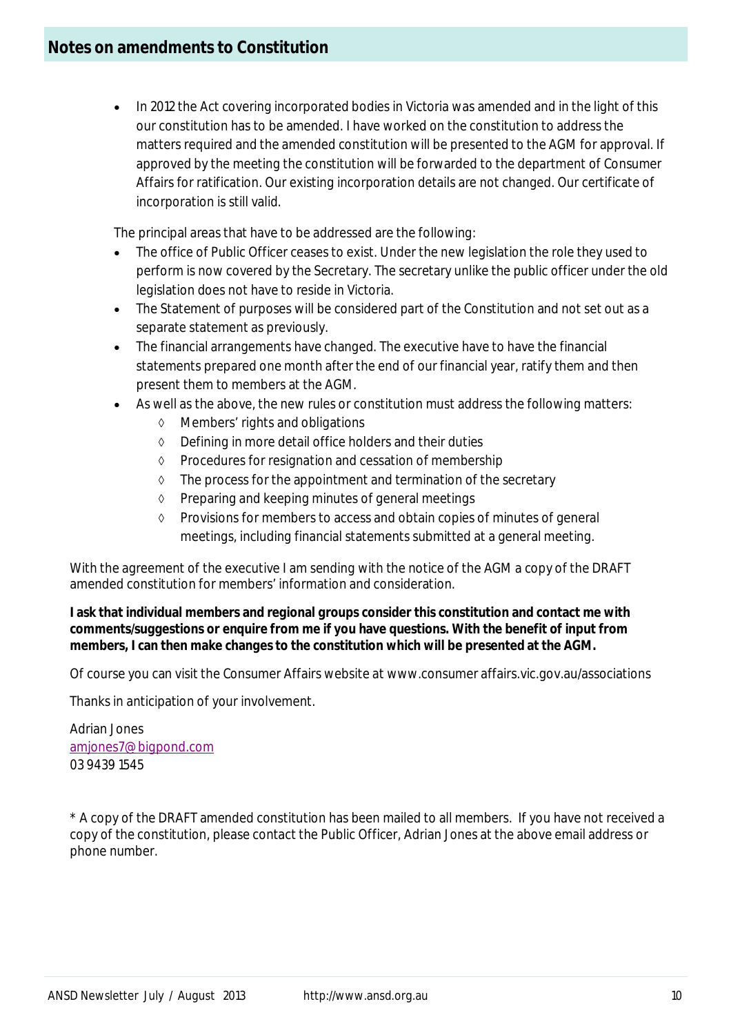## Notes on amendments to Constitution

- In 2012 the Act covering incorporated bodies in Victoria was amended and in the light of this our constitution has to be amended. I have worked on the constitution to address the matters required and the amended constitution will be presented to the AGM for approval. If approved by the meeting the constitution will be forwarded to the department of Consumer Affairs for ratification. Our existing incorporation details are not changed. Our certificate of incorporation is still valid.

The principal areas that have to be addressed are the following:

- The office of Public Officer ceases to exist. Under the new legislation the role they used to perform is now covered by the Secretary. The secretary unlike the public officer under the old legislation does not have to reside in Victoria.
- The Statement of purposes will be considered part of the Constitution and not set out as a separate statement as previously.
- The financial arrangements have changed. The executive have to have the financial statements prepared one month after the end of our financial year, ratify them and then present them to members at the AGM.
- As well as the above, the new rules or constitution must address the following matters:
    - Members' rights and obligations
    - Defining in more detail office holders and their duties
    - Procedures for resignation and cessation of membership
    - The process for the appointment and termination of the secretary
    - Preparing and keeping minutes of general meetings
    - Provisions for members to access and obtain copies of minutes of general meetings, including financial statements submitted at a general meeting.

With the agreement of the executive I am sending with the notice of the AGM a copy of the DRAFT amended constitution for members' information and consideration.

**I ask that individual members and regional groups consider this constitution and contact me with comments/suggestions or enquire from me if you have questions. With the benefit of input from members, I can then make changes to the constitution which will be presented at the AGM.**

Of course you can visit the Consumer Affairs website at www.consumer affairs.vic.gov.au/associations

Thanks in anticipation of your involvement.

Adrian Jones
amjones7@bigpond.com
03 9439 1545

* A copy of the DRAFT amended constitution has been mailed to all members. If you have not received a copy of the constitution, please contact the Public Officer, Adrian Jones at the above email address or phone number.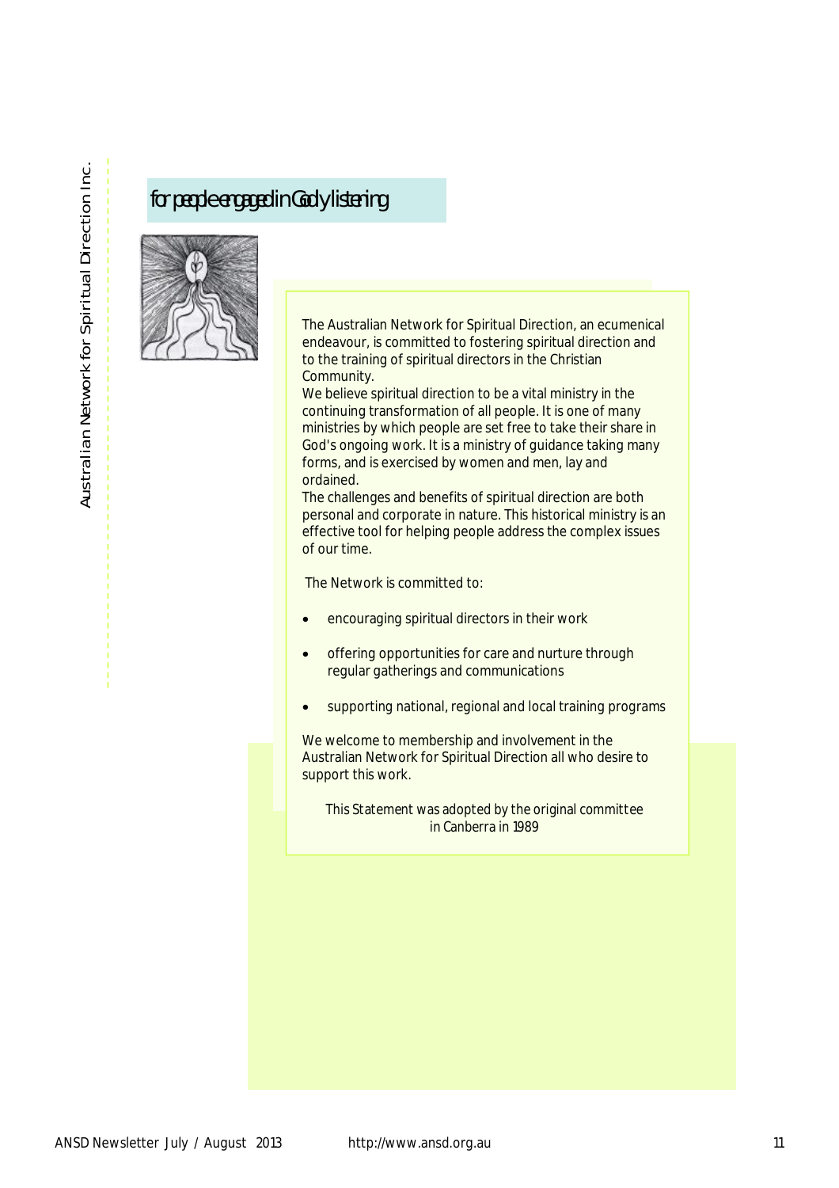Australian Network for Spiritual Direction Inc.

## for people engaged in Godly listening

The Australian Network for Spiritual Direction, an ecumenical endeavour, is committed to fostering spiritual direction and to the training of spiritual directors in the Christian Community.

We believe spiritual direction to be a vital ministry in the continuing transformation of all people. It is one of many ministries by which people are set free to take their share in God's ongoing work. It is a ministry of guidance taking many forms, and is exercised by women and men, lay and ordained.

The challenges and benefits of spiritual direction are both personal and corporate in nature. This historical ministry is an effective tool for helping people address the complex issues of our time.

The Network is committed to:

- encouraging spiritual directors in their work
- offering opportunities for care and nurture through regular gatherings and communications
- supporting national, regional and local training programs

We welcome to membership and involvement in the Australian Network for Spiritual Direction all who desire to support this work.

*This Statement was adopted by the original committee in Canberra in 1989*